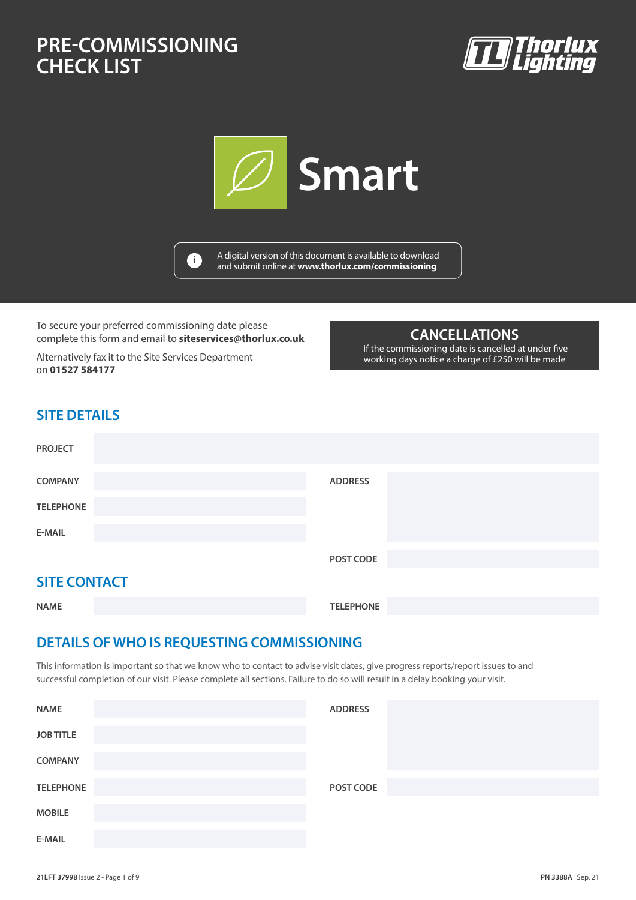# PRE-COMMISSIONING CHECK LIST

Thorlux Lighting

Smart

A digital version of this document is available to download and submit online at **www.thorlux.com/commissioning**

To secure your preferred commissioning date please complete this form and email to **siteservices@thorlux.co.uk**

Alternatively fax it to the Site Services Department on **01527 584177**

**CANCELLATIONS**

If the commissioning date is cancelled at under five working days notice a charge of £250 will be made

## SITE DETAILS

| | | | |
|---|---|---|---|
| PROJECT | | | |
| COMPANY | | ADDRESS | |
| TELEPHONE | | | |
| E-MAIL | | | |
| | | POST CODE | |

## SITE CONTACT

| | | | |
|---|---|---|---|
| NAME | | TELEPHONE | |

## DETAILS OF WHO IS REQUESTING COMMISSIONING

This information is important so that we know who to contact to advise visit dates, give progress reports/report issues to and successful completion of our visit. Please complete all sections. Failure to do so will result in a delay booking your visit.

| | | | |
|---|---|---|---|
| NAME | | ADDRESS | |
| JOB TITLE | | | |
| COMPANY | | | |
| TELEPHONE | | POST CODE | |
| MOBILE | | | |
| E-MAIL | | | |

**21LFT 37998** Issue 2

**PN 3388A** Sep. 21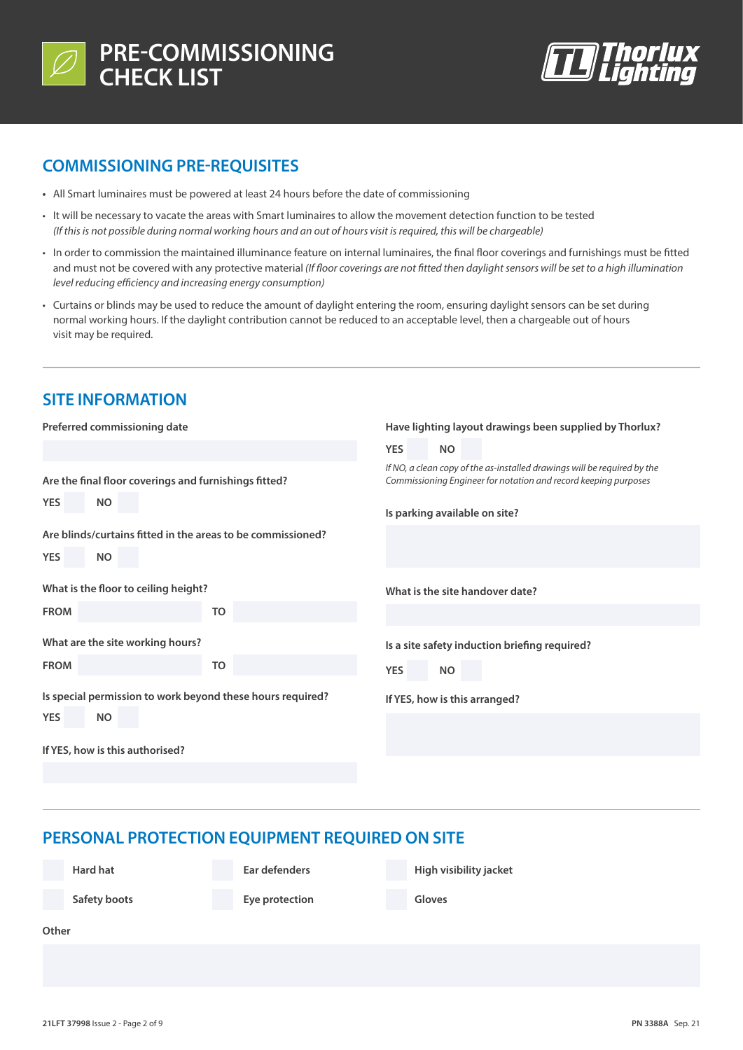# PRE-COMMISSIONING CHECK LIST

## COMMISSIONING PRE-REQUISITES

- All Smart luminaires must be powered at least 24 hours before the date of commissioning
- It will be necessary to vacate the areas with Smart luminaires to allow the movement detection function to be tested *(If this is not possible during normal working hours and an out of hours visit is required, this will be chargeable)*
- In order to commission the maintained illuminance feature on internal luminaires, the final floor coverings and furnishings must be fitted and must not be covered with any protective material *(If floor coverings are not fitted then daylight sensors will be set to a high illumination level reducing efficiency and increasing energy consumption)*
- Curtains or blinds may be used to reduce the amount of daylight entering the room, ensuring daylight sensors can be set during normal working hours. If the daylight contribution cannot be reduced to an acceptable level, then a chargeable out of hours visit may be required.

## SITE INFORMATION

**Preferred commissioning date**

**Are the final floor coverings and furnishings fitted?**

**YES** ☐ **NO** ☐

**Are blinds/curtains fitted in the areas to be commissioned?**

**YES** ☐ **NO** ☐

**What is the floor to ceiling height?**

**FROM** ______ **TO** ______

**What are the site working hours?**

**FROM** ______ **TO** ______

**Is special permission to work beyond these hours required?**

**YES** ☐ **NO** ☐

**If YES, how is this authorised?**

**Have lighting layout drawings been supplied by Thorlux?**

**YES** ☐ **NO** ☐

*If NO, a clean copy of the as-installed drawings will be required by the Commissioning Engineer for notation and record keeping purposes*

**Is parking available on site?**

**What is the site handover date?**

**Is a site safety induction briefing required?**

**YES** ☐ **NO** ☐

**If YES, how is this arranged?**

## PERSONAL PROTECTION EQUIPMENT REQUIRED ON SITE

| | | |
|---|---|---|
| ☐ Hard hat | ☐ Ear defenders | ☐ High visibility jacket |
| ☐ Safety boots | ☐ Eye protection | ☐ Gloves |

**Other**

**21LFT 37998** Issue 2 **PN 3388A** Sep. 21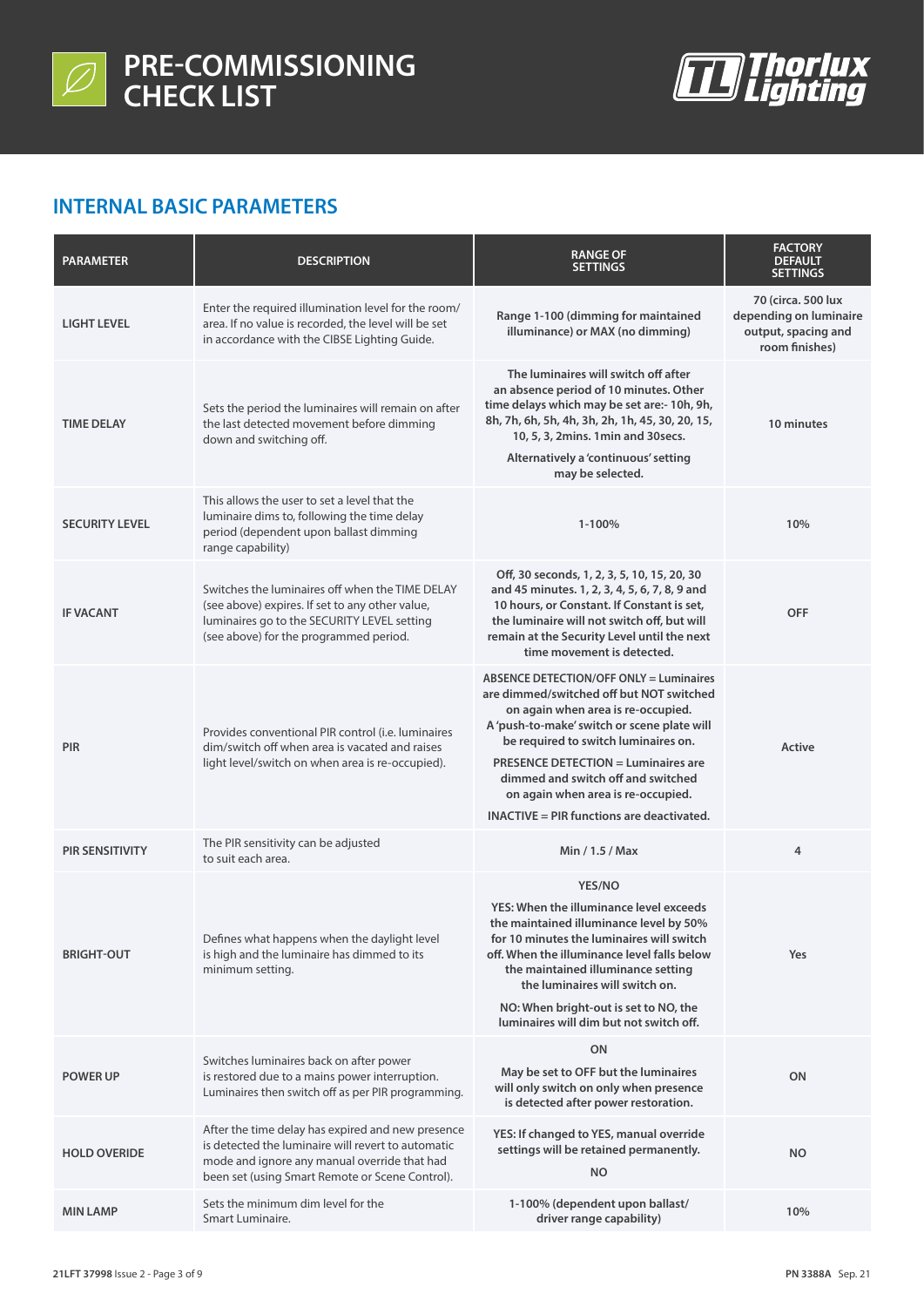# PRE-COMMISSIONING CHECK LIST

## INTERNAL BASIC PARAMETERS

| PARAMETER | DESCRIPTION | RANGE OF SETTINGS | FACTORY DEFAULT SETTINGS |
|---|---|---|---|
| LIGHT LEVEL | Enter the required illumination level for the room/area. If no value is recorded, the level will be set in accordance with the CIBSE Lighting Guide. | **Range 1-100 (dimming for maintained illuminance) or MAX (no dimming)** | **70 (circa. 500 lux depending on luminaire output, spacing and room finishes)** |
| TIME DELAY | Sets the period the luminaires will remain on after the last detected movement before dimming down and switching off. | **The luminaires will switch off after an absence period of 10 minutes. Other time delays which may be set are:- 10h, 9h, 8h, 7h, 6h, 5h, 4h, 3h, 2h, 1h, 45, 30, 20, 15, 10, 5, 3, 2mins. 1min and 30secs.** <br> **Alternatively a 'continuous' setting may be selected.** | **10 minutes** |
| SECURITY LEVEL | This allows the user to set a level that the luminaire dims to, following the time delay period (dependent upon ballast dimming range capability) | **1-100%** | **10%** |
| IF VACANT | Switches the luminaires off when the TIME DELAY (see above) expires. If set to any other value, luminaires go to the SECURITY LEVEL setting (see above) for the programmed period. | **Off, 30 seconds, 1, 2, 3, 5, 10, 15, 20, 30 and 45 minutes. 1, 2, 3, 4, 5, 6, 7, 8, 9 and 10 hours, or Constant. If Constant is set, the luminaire will not switch off, but will remain at the Security Level until the next time movement is detected.** | **OFF** |
| PIR | Provides conventional PIR control (i.e. luminaires dim/switch off when area is vacated and raises light level/switch on when area is re-occupied). | **ABSENCE DETECTION/OFF ONLY = Luminaires are dimmed/switched off but NOT switched on again when area is re-occupied. A 'push-to-make' switch or scene plate will be required to switch luminaires on.** <br> **PRESENCE DETECTION = Luminaires are dimmed and switch off and switched on again when area is re-occupied.** <br> **INACTIVE = PIR functions are deactivated.** | **Active** |
| PIR SENSITIVITY | The PIR sensitivity can be adjusted to suit each area. | **Min / 1.5 / Max** | **4** |
| BRIGHT-OUT | Defines what happens when the daylight level is high and the luminaire has dimmed to its minimum setting. | **YES/NO** <br> **YES: When the illuminance level exceeds the maintained illuminance level by 50% for 10 minutes the luminaires will switch off. When the illuminance level falls below the maintained illuminance setting the luminaires will switch on.** <br> **NO: When bright-out is set to NO, the luminaires will dim but not switch off.** | **Yes** |
| POWER UP | Switches luminaires back on after power is restored due to a mains power interruption. Luminaires then switch off as per PIR programming. | **ON** <br> **May be set to OFF but the luminaires will only switch on only when presence is detected after power restoration.** | **ON** |
| HOLD OVERIDE | After the time delay has expired and new presence is detected the luminaire will revert to automatic mode and ignore any manual override that had been set (using Smart Remote or Scene Control). | **YES: If changed to YES, manual override settings will be retained permanently.** <br> **NO** | **NO** |
| MIN LAMP | Sets the minimum dim level for the Smart Luminaire. | **1-100% (dependent upon ballast/driver range capability)** | **10%** |

**21LFT 37998** Issue 2 **PN 3388A** Sep. 21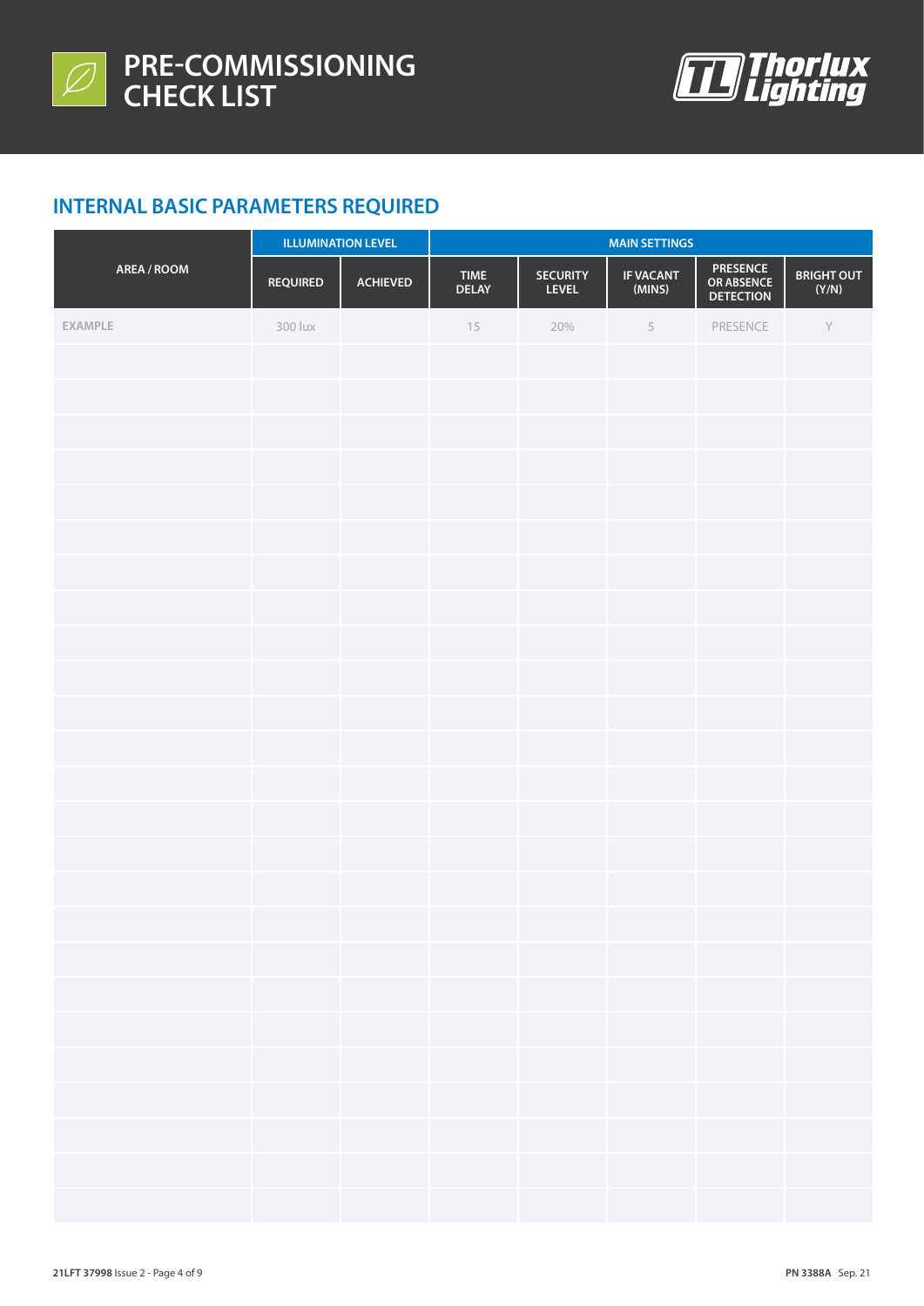# PRE-COMMISSIONING CHECK LIST

## INTERNAL BASIC PARAMETERS REQUIRED

| AREA / ROOM | ILLUMINATION LEVEL | | MAIN SETTINGS | | | | |
|---|---|---|---|---|---|---|---|
| | REQUIRED | ACHIEVED | TIME DELAY | SECURITY LEVEL | IF VACANT (MINS) | PRESENCE OR ABSENCE DETECTION | BRIGHT OUT (Y/N) |
| EXAMPLE | 300 lux | | 15 | 20% | 5 | PRESENCE | Y |
| | | | | | | | |
| | | | | | | | |
| | | | | | | | |
| | | | | | | | |
| | | | | | | | |
| | | | | | | | |
| | | | | | | | |
| | | | | | | | |
| | | | | | | | |
| | | | | | | | |
| | | | | | | | |
| | | | | | | | |
| | | | | | | | |
| | | | | | | | |
| | | | | | | | |
| | | | | | | | |
| | | | | | | | |
| | | | | | | | |
| | | | | | | | |
| | | | | | | | |
| | | | | | | | |
| | | | | | | | |
| | | | | | | | |
| | | | | | | | |
| | | | | | | | |

21LFT 37998 Issue 2 - Page 4 of 9

PN 3388A Sep. 21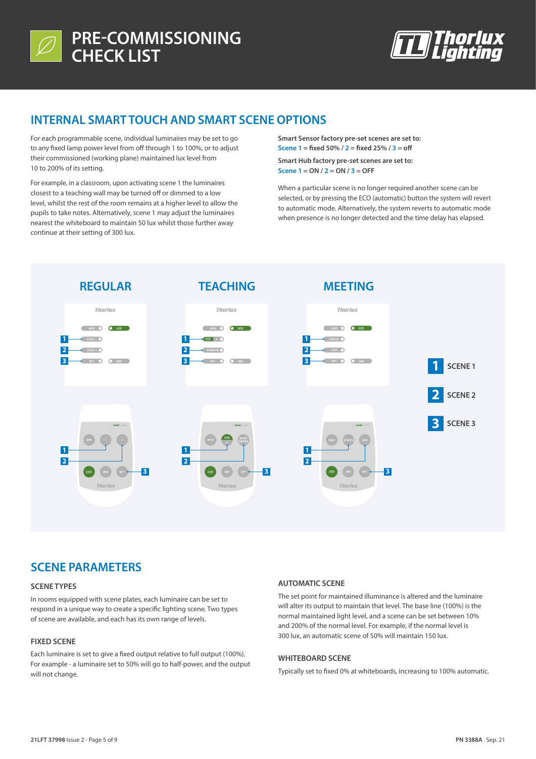# PRE-COMMISSIONING CHECK LIST

## INTERNAL SMART TOUCH AND SMART SCENE OPTIONS

For each programmable scene, individual luminaires may be set to go to any fixed lamp power level from off through 1 to 100%, or to adjust their commissioned (working plane) maintained lux level from 10 to 200% of its setting.

For example, in a classroom, upon activating scene 1 the luminaires closest to a teaching wall may be turned off or dimmed to a low level, whilst the rest of the room remains at a higher level to allow the pupils to take notes. Alternatively, scene 1 may adjust the luminaires nearest the whiteboard to maintain 50 lux whilst those further away continue at their setting of 300 lux.

**Smart Sensor factory pre-set scenes are set to:**
**Scene 1 = fixed 50% / 2 = fixed 25% / 3 = off**

**Smart Hub factory pre-set scenes are set to:**
**Scene 1 = ON / 2 = ON / 3 = OFF**

When a particular scene is no longer required another scene can be selected, or by pressing the ECO (automatic) button the system will revert to automatic mode. Alternatively, the system reverts to automatic mode when presence is no longer detected and the time delay has elapsed.

**REGULAR** — **TEACHING** — **MEETING**

1 SCENE 1

2 SCENE 2

3 SCENE 3

## SCENE PARAMETERS

### SCENE TYPES

In rooms equipped with scene plates, each luminaire can be set to respond in a unique way to create a specific lighting scene. Two types of scene are available, and each has its own range of levels.

### FIXED SCENE

Each luminaire is set to give a fixed output relative to full output (100%). For example - a luminaire set to 50% will go to half-power, and the output will not change.

### AUTOMATIC SCENE

The set point for maintained illuminance is altered and the luminaire will alter its output to maintain that level. The base line (100%) is the normal maintained light level, and a scene can be set between 10% and 200% of the normal level. For example, if the normal level is 300 lux, an automatic scene of 50% will maintain 150 lux.

### WHITEBOARD SCENE

Typically set to fixed 0% at whiteboards, increasing to 100% automatic.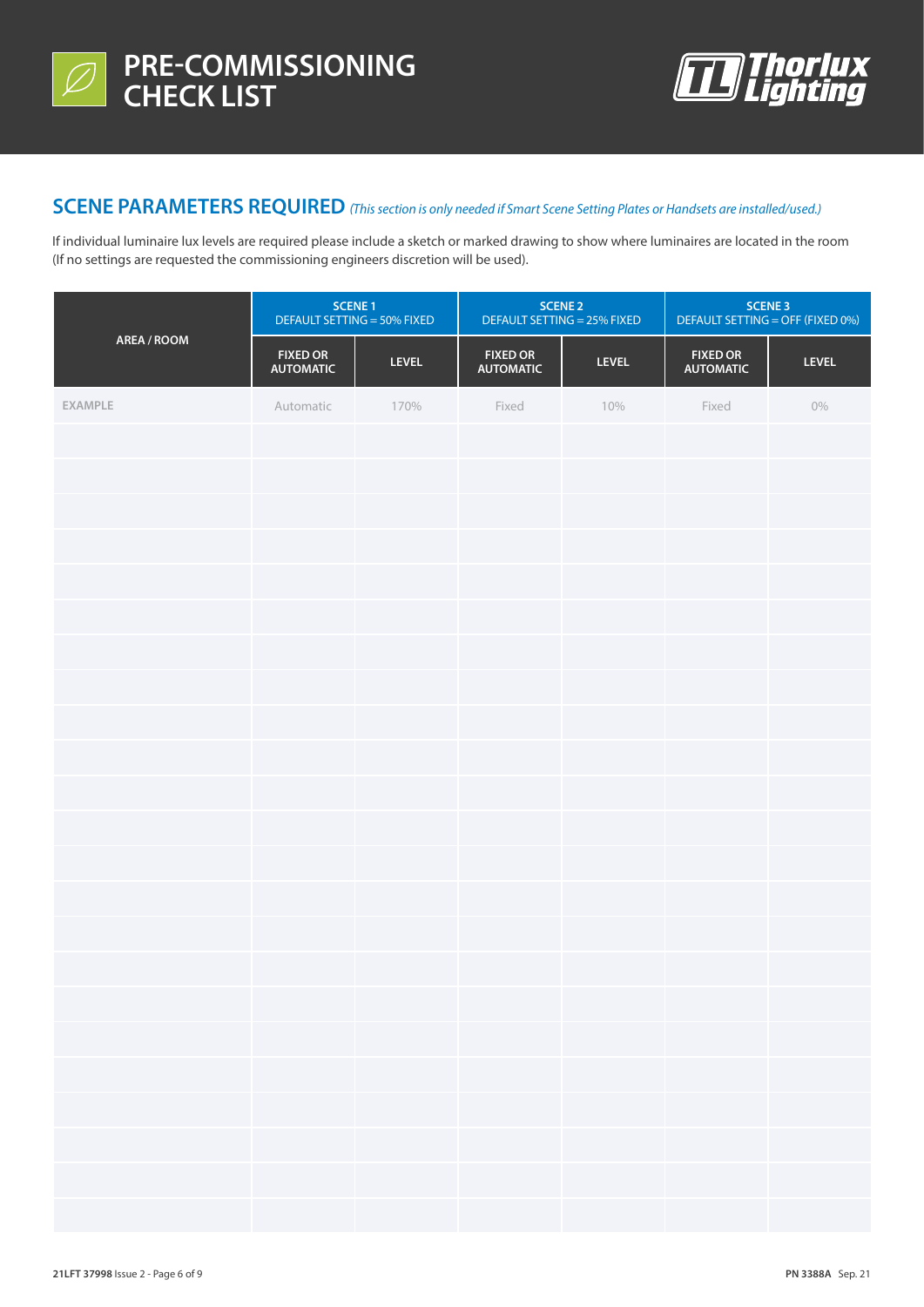# PRE-COMMISSIONING CHECK LIST

## SCENE PARAMETERS REQUIRED *(This section is only needed if Smart Scene Setting Plates or Handsets are installed/used.)*

If individual luminaire lux levels are required please include a sketch or marked drawing to show where luminaires are located in the room (If no settings are requested the commissioning engineers discretion will be used).

| AREA / ROOM | SCENE 1 DEFAULT SETTING = 50% FIXED | | SCENE 2 DEFAULT SETTING = 25% FIXED | | SCENE 3 DEFAULT SETTING = OFF (FIXED 0%) | |
|---|---|---|---|---|---|---|
| | FIXED OR AUTOMATIC | LEVEL | FIXED OR AUTOMATIC | LEVEL | FIXED OR AUTOMATIC | LEVEL |
| EXAMPLE | Automatic | 170% | Fixed | 10% | Fixed | 0% |
| | | | | | | |
| | | | | | | |
| | | | | | | |
| | | | | | | |
| | | | | | | |
| | | | | | | |
| | | | | | | |
| | | | | | | |
| | | | | | | |
| | | | | | | |
| | | | | | | |
| | | | | | | |
| | | | | | | |
| | | | | | | |
| | | | | | | |
| | | | | | | |
| | | | | | | |
| | | | | | | |
| | | | | | | |
| | | | | | | |
| | | | | | | |
| | | | | | | |
| | | | | | | |

**21LFT 37998** Issue 2 **PN 3388A** Sep. 21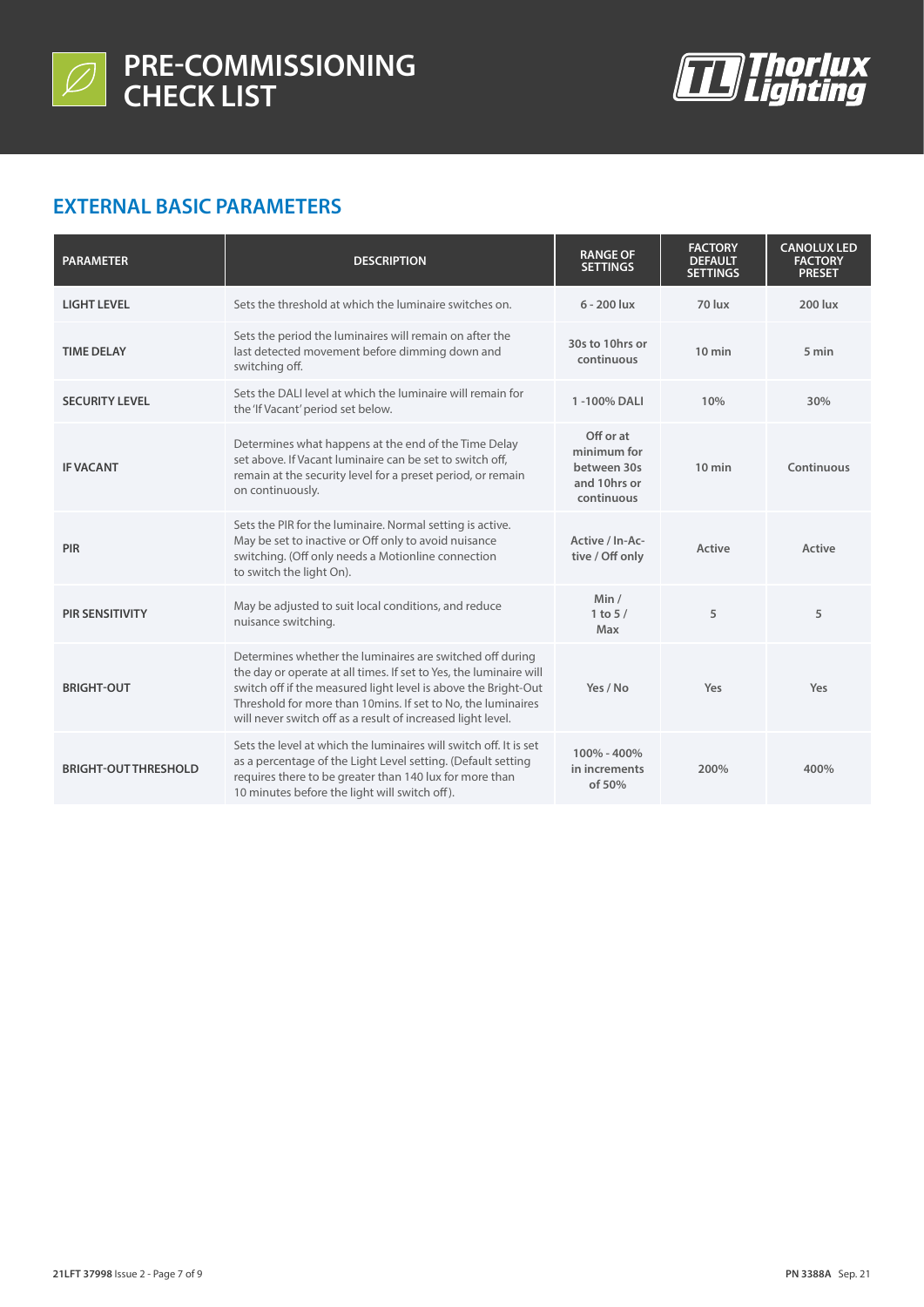# PRE-COMMISSIONING CHECK LIST

## EXTERNAL BASIC PARAMETERS

| PARAMETER | DESCRIPTION | RANGE OF SETTINGS | FACTORY DEFAULT SETTINGS | CANOLUX LED FACTORY PRESET |
|---|---|---|---|---|
| LIGHT LEVEL | Sets the threshold at which the luminaire switches on. | 6 - 200 lux | 70 lux | 200 lux |
| TIME DELAY | Sets the period the luminaires will remain on after the last detected movement before dimming down and switching off. | 30s to 10hrs or continuous | 10 min | 5 min |
| SECURITY LEVEL | Sets the DALI level at which the luminaire will remain for the 'If Vacant' period set below. | 1 -100% DALI | 10% | 30% |
| IF VACANT | Determines what happens at the end of the Time Delay set above. If Vacant luminaire can be set to switch off, remain at the security level for a preset period, or remain on continuously. | Off or at minimum for between 30s and 10hrs or continuous | 10 min | Continuous |
| PIR | Sets the PIR for the luminaire. Normal setting is active. May be set to inactive or Off only to avoid nuisance switching. (Off only needs a Motionline connection to switch the light On). | Active / In-Active / Off only | Active | Active |
| PIR SENSITIVITY | May be adjusted to suit local conditions, and reduce nuisance switching. | Min / 1 to 5 / Max | 5 | 5 |
| BRIGHT-OUT | Determines whether the luminaires are switched off during the day or operate at all times. If set to Yes, the luminaire will switch off if the measured light level is above the Bright-Out Threshold for more than 10mins. If set to No, the luminaires will never switch off as a result of increased light level. | Yes / No | Yes | Yes |
| BRIGHT-OUT THRESHOLD | Sets the level at which the luminaires will switch off. It is set as a percentage of the Light Level setting. (Default setting requires there to be greater than 140 lux for more than 10 minutes before the light will switch off). | 100% - 400% in increments of 50% | 200% | 400% |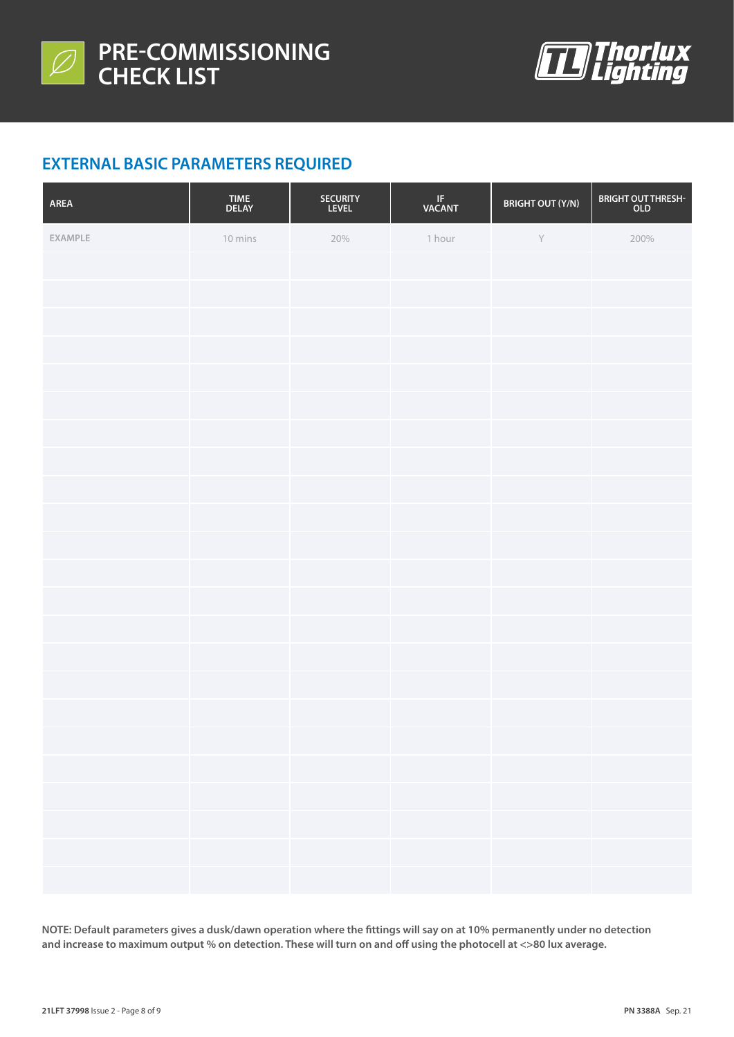# PRE-COMMISSIONING CHECK LIST

## EXTERNAL BASIC PARAMETERS REQUIRED

| AREA | TIME DELAY | SECURITY LEVEL | IF VACANT | BRIGHT OUT (Y/N) | BRIGHT OUT THRESH-OLD |
|---|---|---|---|---|---|
| EXAMPLE | 10 mins | 20% | 1 hour | Y | 200% |
| | | | | | |
| | | | | | |
| | | | | | |
| | | | | | |
| | | | | | |
| | | | | | |
| | | | | | |
| | | | | | |
| | | | | | |
| | | | | | |
| | | | | | |
| | | | | | |
| | | | | | |
| | | | | | |
| | | | | | |
| | | | | | |
| | | | | | |
| | | | | | |
| | | | | | |
| | | | | | |
| | | | | | |
| | | | | | |
| | | | | | |

**NOTE: Default parameters gives a dusk/dawn operation where the fittings will say on at 10% permanently under no detection and increase to maximum output % on detection. These will turn on and off using the photocell at <>80 lux average.**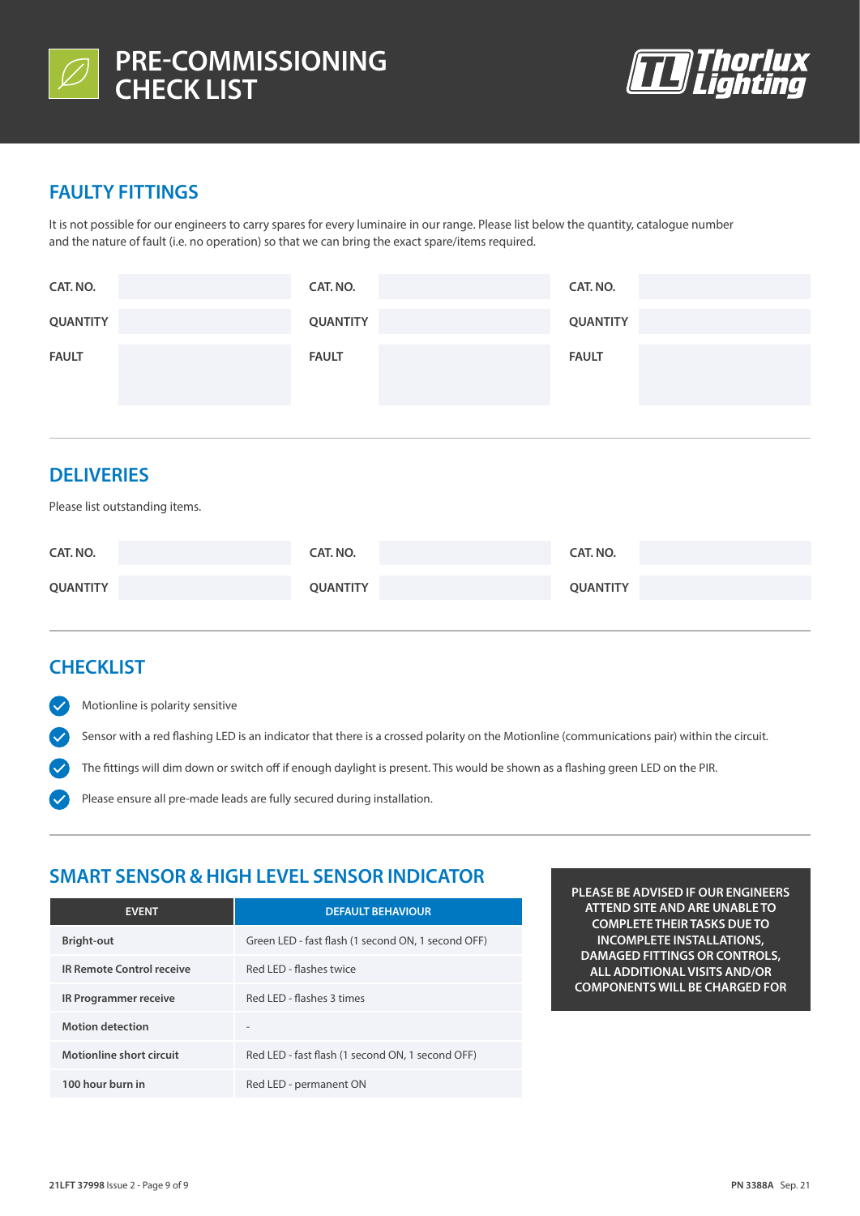# PRE-COMMISSIONING CHECK LIST

## FAULTY FITTINGS

It is not possible for our engineers to carry spares for every luminaire in our range. Please list below the quantity, catalogue number and the nature of fault (i.e. no operation) so that we can bring the exact spare/items required.

| | | | | | |
|---|---|---|---|---|---|
| **CAT. NO.** | | **CAT. NO.** | | **CAT. NO.** | |
| **QUANTITY** | | **QUANTITY** | | **QUANTITY** | |
| **FAULT** | | **FAULT** | | **FAULT** | |

## DELIVERIES

Please list outstanding items.

| | | | | | |
|---|---|---|---|---|---|
| **CAT. NO.** | | **CAT. NO.** | | **CAT. NO.** | |
| **QUANTITY** | | **QUANTITY** | | **QUANTITY** | |

## CHECKLIST

- Motionline is polarity sensitive
- Sensor with a red flashing LED is an indicator that there is a crossed polarity on the Motionline (communications pair) within the circuit.
- The fittings will dim down or switch off if enough daylight is present. This would be shown as a flashing green LED on the PIR.
- Please ensure all pre-made leads are fully secured during installation.

## SMART SENSOR & HIGH LEVEL SENSOR INDICATOR

| EVENT | DEFAULT BEHAVIOUR |
|---|---|
| **Bright-out** | Green LED - fast flash (1 second ON, 1 second OFF) |
| **IR Remote Control receive** | Red LED - flashes twice |
| **IR Programmer receive** | Red LED - flashes 3 times |
| **Motion detection** | - |
| **Motionline short circuit** | Red LED - fast flash (1 second ON, 1 second OFF) |
| **100 hour burn in** | Red LED - permanent ON |

**PLEASE BE ADVISED IF OUR ENGINEERS ATTEND SITE AND ARE UNABLE TO COMPLETE THEIR TASKS DUE TO INCOMPLETE INSTALLATIONS, DAMAGED FITTINGS OR CONTROLS, ALL ADDITIONAL VISITS AND/OR COMPONENTS WILL BE CHARGED FOR**